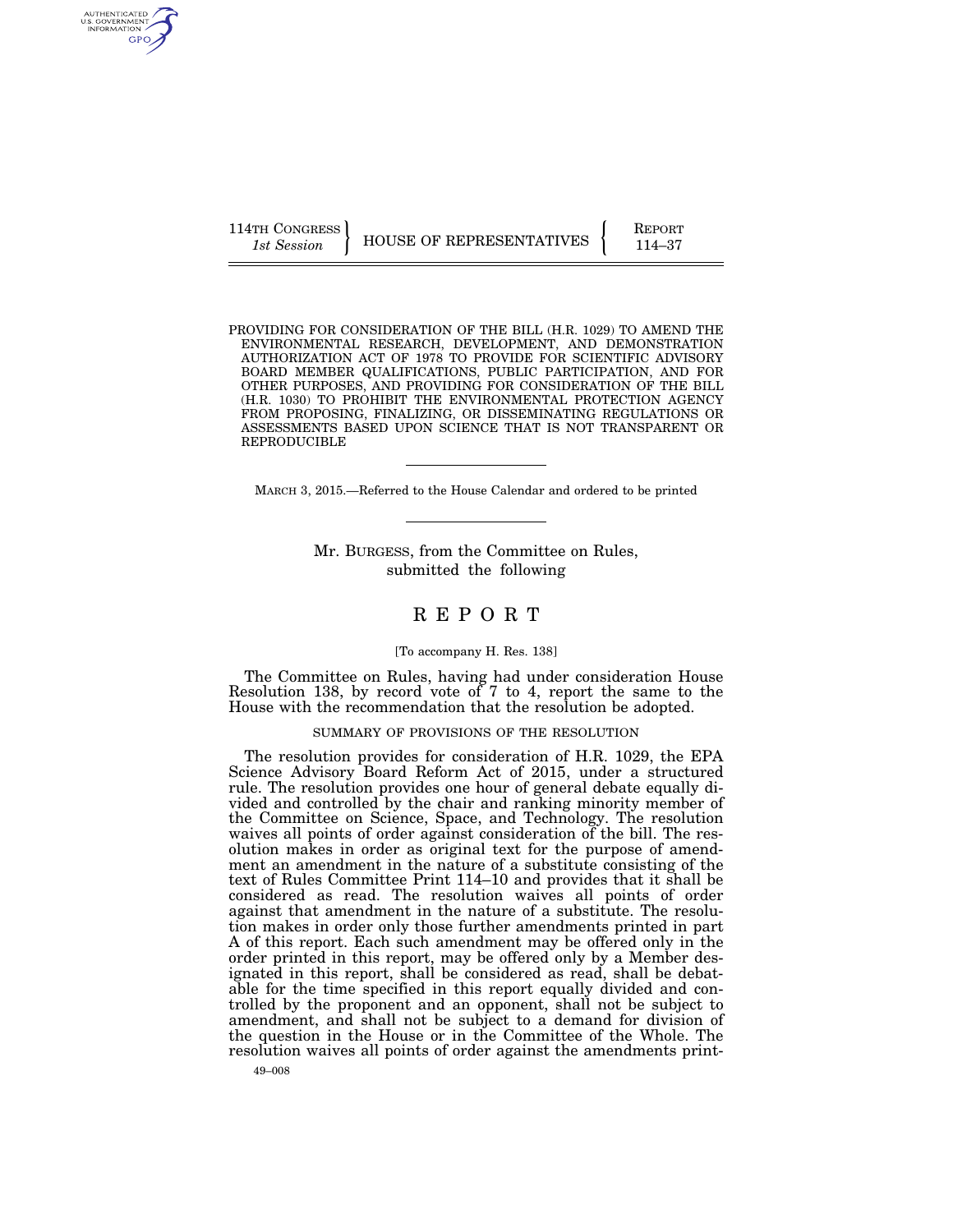114TH CONGRESS
*1st Session*

HOUSE OF REPRESENTATIVES

REPORT
114–37

PROVIDING FOR CONSIDERATION OF THE BILL (H.R. 1029) TO AMEND THE ENVIRONMENTAL RESEARCH, DEVELOPMENT, AND DEMONSTRATION AUTHORIZATION ACT OF 1978 TO PROVIDE FOR SCIENTIFIC ADVISORY BOARD MEMBER QUALIFICATIONS, PUBLIC PARTICIPATION, AND FOR OTHER PURPOSES, AND PROVIDING FOR CONSIDERATION OF THE BILL (H.R. 1030) TO PROHIBIT THE ENVIRONMENTAL PROTECTION AGENCY FROM PROPOSING, FINALIZING, OR DISSEMINATING REGULATIONS OR ASSESSMENTS BASED UPON SCIENCE THAT IS NOT TRANSPARENT OR REPRODUCIBLE

MARCH 3, 2015.—Referred to the House Calendar and ordered to be printed

Mr. BURGESS, from the Committee on Rules, submitted the following

# REPORT

[To accompany H. Res. 138]

The Committee on Rules, having had under consideration House Resolution 138, by record vote of 7 to 4, report the same to the House with the recommendation that the resolution be adopted.

## SUMMARY OF PROVISIONS OF THE RESOLUTION

The resolution provides for consideration of H.R. 1029, the EPA Science Advisory Board Reform Act of 2015, under a structured rule. The resolution provides one hour of general debate equally divided and controlled by the chair and ranking minority member of the Committee on Science, Space, and Technology. The resolution waives all points of order against consideration of the bill. The resolution makes in order as original text for the purpose of amendment an amendment in the nature of a substitute consisting of the text of Rules Committee Print 114–10 and provides that it shall be considered as read. The resolution waives all points of order against that amendment in the nature of a substitute. The resolution makes in order only those further amendments printed in part A of this report. Each such amendment may be offered only in the order printed in this report, may be offered only by a Member designated in this report, shall be considered as read, shall be debatable for the time specified in this report equally divided and controlled by the proponent and an opponent, shall not be subject to amendment, and shall not be subject to a demand for division of the question in the House or in the Committee of the Whole. The resolution waives all points of order against the amendments print-

49–008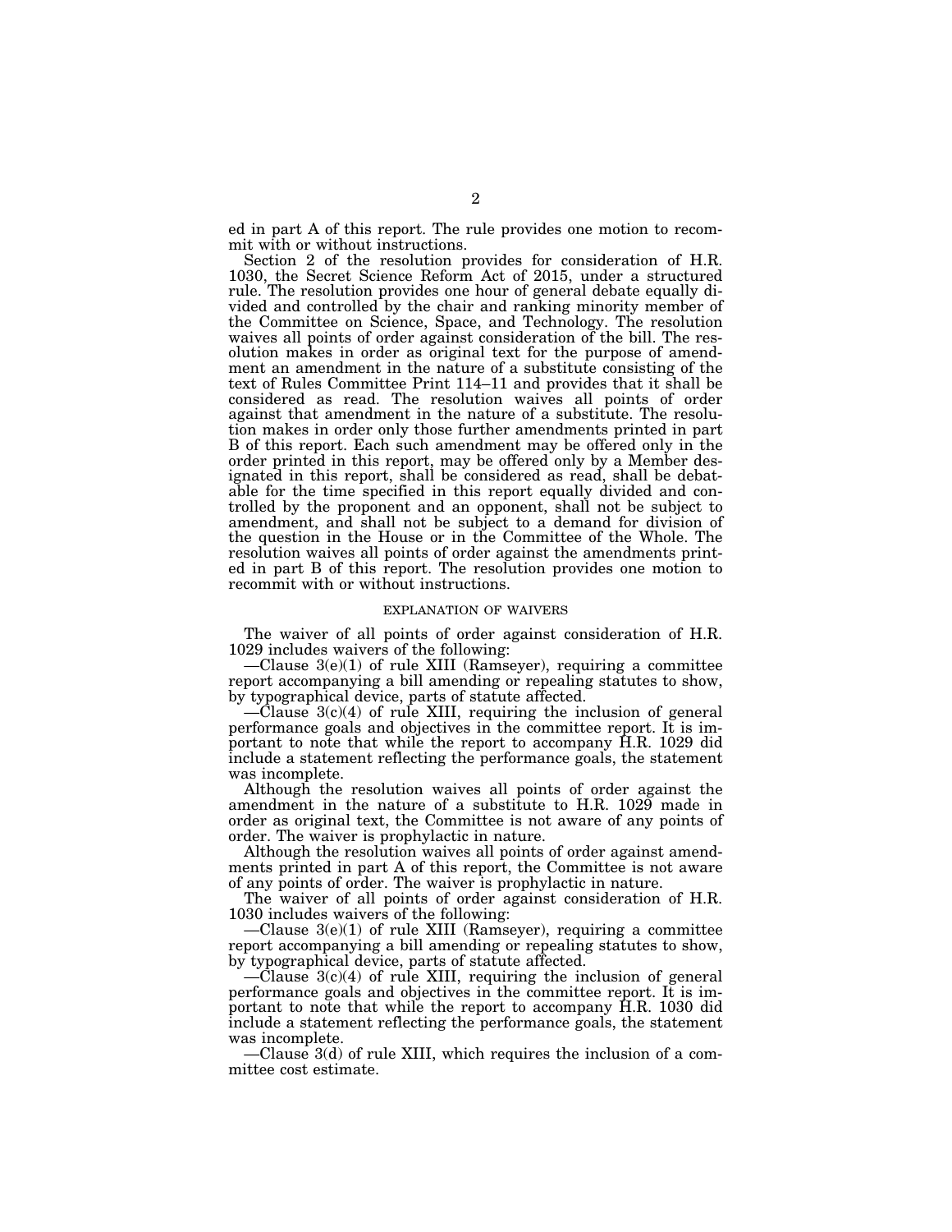ed in part A of this report. The rule provides one motion to recommit with or without instructions.

Section 2 of the resolution provides for consideration of H.R. 1030, the Secret Science Reform Act of 2015, under a structured rule. The resolution provides one hour of general debate equally divided and controlled by the chair and ranking minority member of the Committee on Science, Space, and Technology. The resolution waives all points of order against consideration of the bill. The resolution makes in order as original text for the purpose of amendment an amendment in the nature of a substitute consisting of the text of Rules Committee Print 114–11 and provides that it shall be considered as read. The resolution waives all points of order against that amendment in the nature of a substitute. The resolution makes in order only those further amendments printed in part B of this report. Each such amendment may be offered only in the order printed in this report, may be offered only by a Member designated in this report, shall be considered as read, shall be debatable for the time specified in this report equally divided and controlled by the proponent and an opponent, shall not be subject to amendment, and shall not be subject to a demand for division of the question in the House or in the Committee of the Whole. The resolution waives all points of order against the amendments printed in part B of this report. The resolution provides one motion to recommit with or without instructions.

## EXPLANATION OF WAIVERS

The waiver of all points of order against consideration of H.R. 1029 includes waivers of the following:

—Clause 3(e)(1) of rule XIII (Ramseyer), requiring a committee report accompanying a bill amending or repealing statutes to show, by typographical device, parts of statute affected.

—Clause 3(c)(4) of rule XIII, requiring the inclusion of general performance goals and objectives in the committee report. It is important to note that while the report to accompany H.R. 1029 did include a statement reflecting the performance goals, the statement was incomplete.

Although the resolution waives all points of order against the amendment in the nature of a substitute to H.R. 1029 made in order as original text, the Committee is not aware of any points of order. The waiver is prophylactic in nature.

Although the resolution waives all points of order against amendments printed in part A of this report, the Committee is not aware of any points of order. The waiver is prophylactic in nature.

The waiver of all points of order against consideration of H.R. 1030 includes waivers of the following:

—Clause 3(e)(1) of rule XIII (Ramseyer), requiring a committee report accompanying a bill amending or repealing statutes to show, by typographical device, parts of statute affected.

—Clause 3(c)(4) of rule XIII, requiring the inclusion of general performance goals and objectives in the committee report. It is important to note that while the report to accompany H.R. 1030 did include a statement reflecting the performance goals, the statement was incomplete.

—Clause 3(d) of rule XIII, which requires the inclusion of a committee cost estimate.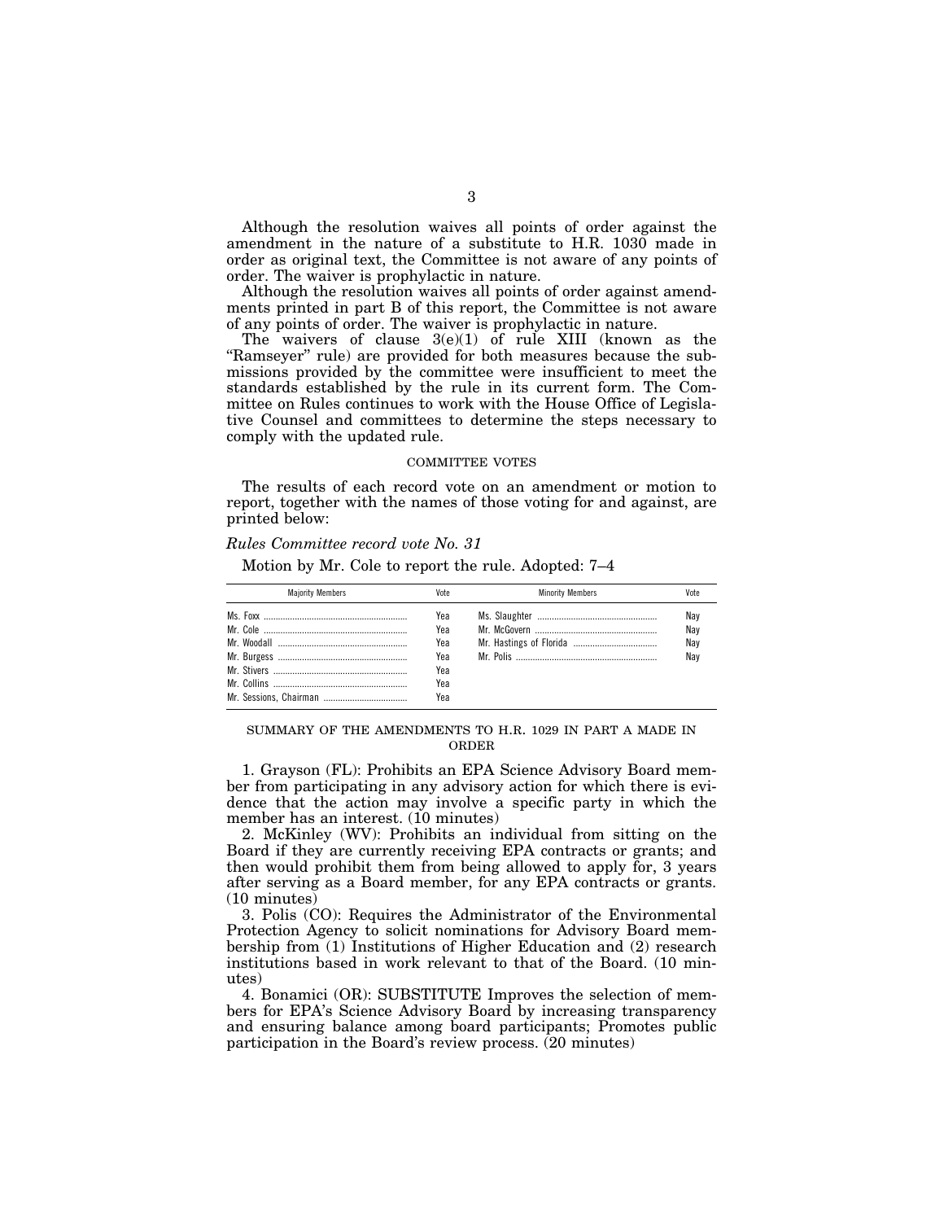Although the resolution waives all points of order against the amendment in the nature of a substitute to H.R. 1030 made in order as original text, the Committee is not aware of any points of order. The waiver is prophylactic in nature.

Although the resolution waives all points of order against amendments printed in part B of this report, the Committee is not aware of any points of order. The waiver is prophylactic in nature.

The waivers of clause 3(e)(1) of rule XIII (known as the "Ramseyer" rule) are provided for both measures because the submissions provided by the committee were insufficient to meet the standards established by the rule in its current form. The Committee on Rules continues to work with the House Office of Legislative Counsel and committees to determine the steps necessary to comply with the updated rule.

## COMMITTEE VOTES

The results of each record vote on an amendment or motion to report, together with the names of those voting for and against, are printed below:

*Rules Committee record vote No. 31*

Motion by Mr. Cole to report the rule. Adopted: 7–4

| Majority Members | Vote | Minority Members | Vote |
|---|---|---|---|
| Ms. Foxx | Yea | Ms. Slaughter | Nay |
| Mr. Cole | Yea | Mr. McGovern | Nay |
| Mr. Woodall | Yea | Mr. Hastings of Florida | Nay |
| Mr. Burgess | Yea | Mr. Polis | Nay |
| Mr. Stivers | Yea | | |
| Mr. Collins | Yea | | |
| Mr. Sessions, Chairman | Yea | | |

## SUMMARY OF THE AMENDMENTS TO H.R. 1029 IN PART A MADE IN ORDER

1. Grayson (FL): Prohibits an EPA Science Advisory Board member from participating in any advisory action for which there is evidence that the action may involve a specific party in which the member has an interest. (10 minutes)

2. McKinley (WV): Prohibits an individual from sitting on the Board if they are currently receiving EPA contracts or grants; and then would prohibit them from being allowed to apply for, 3 years after serving as a Board member, for any EPA contracts or grants. (10 minutes)

3. Polis (CO): Requires the Administrator of the Environmental Protection Agency to solicit nominations for Advisory Board membership from (1) Institutions of Higher Education and (2) research institutions based in work relevant to that of the Board. (10 minutes)

4. Bonamici (OR): SUBSTITUTE Improves the selection of members for EPA's Science Advisory Board by increasing transparency and ensuring balance among board participants; Promotes public participation in the Board's review process. (20 minutes)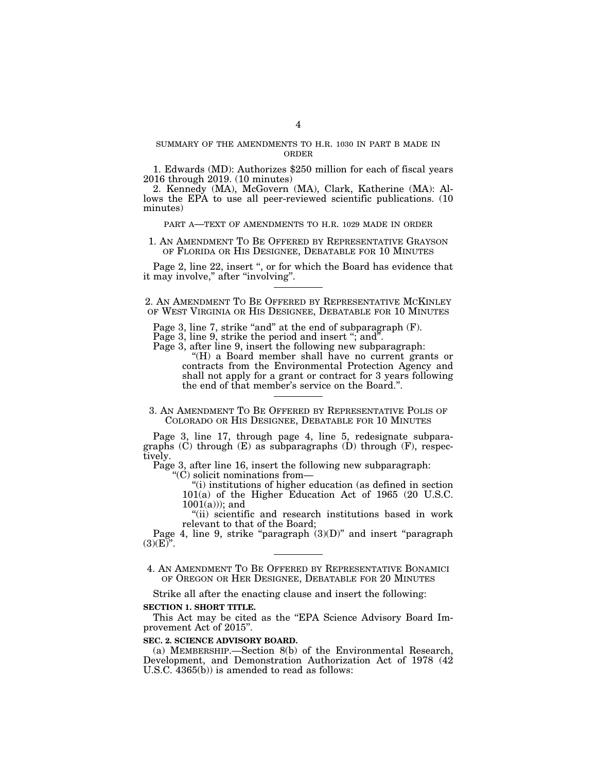## SUMMARY OF THE AMENDMENTS TO H.R. 1030 IN PART B MADE IN ORDER

1. Edwards (MD): Authorizes $250 million for each of fiscal years 2016 through 2019. (10 minutes)

2. Kennedy (MA), McGovern (MA), Clark, Katherine (MA): Allows the EPA to use all peer-reviewed scientific publications. (10 minutes)

## PART A—TEXT OF AMENDMENTS TO H.R. 1029 MADE IN ORDER

### 1. AN AMENDMENT TO BE OFFERED BY REPRESENTATIVE GRAYSON OF FLORIDA OR HIS DESIGNEE, DEBATABLE FOR 10 MINUTES

Page 2, line 22, insert ", or for which the Board has evidence that it may involve," after "involving".

---

### 2. AN AMENDMENT TO BE OFFERED BY REPRESENTATIVE MCKINLEY OF WEST VIRGINIA OR HIS DESIGNEE, DEBATABLE FOR 10 MINUTES

Page 3, line 7, strike "and" at the end of subparagraph (F).

Page 3, line 9, strike the period and insert "; and".

Page 3, after line 9, insert the following new subparagraph:

"(H) a Board member shall have no current grants or contracts from the Environmental Protection Agency and shall not apply for a grant or contract for 3 years following the end of that member's service on the Board.".

---

### 3. AN AMENDMENT TO BE OFFERED BY REPRESENTATIVE POLIS OF COLORADO OR HIS DESIGNEE, DEBATABLE FOR 10 MINUTES

Page 3, line 17, through page 4, line 5, redesignate subparagraphs (C) through (E) as subparagraphs (D) through (F), respectively.

Page 3, after line 16, insert the following new subparagraph:

"(C) solicit nominations from—

"(i) institutions of higher education (as defined in section 101(a) of the Higher Education Act of 1965 (20 U.S.C. 1001(a))); and

"(ii) scientific and research institutions based in work relevant to that of the Board;

Page 4, line 9, strike "paragraph (3)(D)" and insert "paragraph (3)(E)".

---

### 4. AN AMENDMENT TO BE OFFERED BY REPRESENTATIVE BONAMICI OF OREGON OR HER DESIGNEE, DEBATABLE FOR 20 MINUTES

Strike all after the enacting clause and insert the following:

**SECTION 1. SHORT TITLE.**

This Act may be cited as the "EPA Science Advisory Board Improvement Act of 2015".

**SEC. 2. SCIENCE ADVISORY BOARD.**

(a) MEMBERSHIP.—Section 8(b) of the Environmental Research, Development, and Demonstration Authorization Act of 1978 (42 U.S.C. 4365(b)) is amended to read as follows: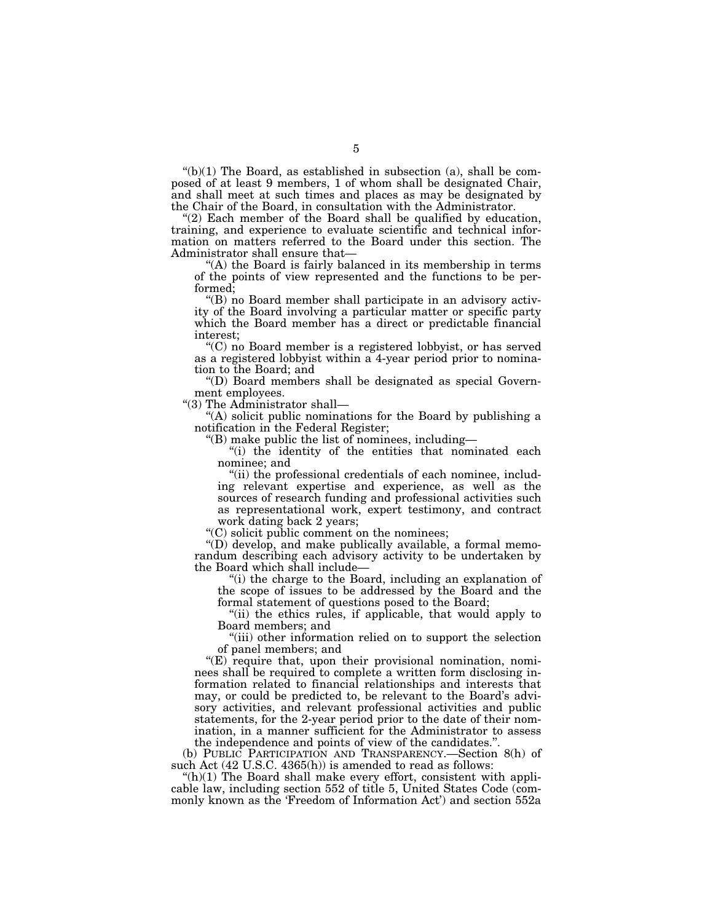"(b)(1) The Board, as established in subsection (a), shall be composed of at least 9 members, 1 of whom shall be designated Chair, and shall meet at such times and places as may be designated by the Chair of the Board, in consultation with the Administrator.

"(2) Each member of the Board shall be qualified by education, training, and experience to evaluate scientific and technical information on matters referred to the Board under this section. The Administrator shall ensure that—

"(A) the Board is fairly balanced in its membership in terms of the points of view represented and the functions to be performed;

"(B) no Board member shall participate in an advisory activity of the Board involving a particular matter or specific party which the Board member has a direct or predictable financial interest;

"(C) no Board member is a registered lobbyist, or has served as a registered lobbyist within a 4-year period prior to nomination to the Board; and

"(D) Board members shall be designated as special Government employees.

"(3) The Administrator shall—

"(A) solicit public nominations for the Board by publishing a notification in the Federal Register;

"(B) make public the list of nominees, including—

"(i) the identity of the entities that nominated each nominee; and

"(ii) the professional credentials of each nominee, including relevant expertise and experience, as well as the sources of research funding and professional activities such as representational work, expert testimony, and contract work dating back 2 years;

"(C) solicit public comment on the nominees;

"(D) develop, and make publically available, a formal memorandum describing each advisory activity to be undertaken by the Board which shall include—

"(i) the charge to the Board, including an explanation of the scope of issues to be addressed by the Board and the formal statement of questions posed to the Board;

"(ii) the ethics rules, if applicable, that would apply to Board members; and

"(iii) other information relied on to support the selection of panel members; and

"(E) require that, upon their provisional nomination, nominees shall be required to complete a written form disclosing information related to financial relationships and interests that may, or could be predicted to, be relevant to the Board's advisory activities, and relevant professional activities and public statements, for the 2-year period prior to the date of their nomination, in a manner sufficient for the Administrator to assess the independence and points of view of the candidates.".

(b) PUBLIC PARTICIPATION AND TRANSPARENCY.—Section 8(h) of such Act (42 U.S.C. 4365(h)) is amended to read as follows:

"(h)(1) The Board shall make every effort, consistent with applicable law, including section 552 of title 5, United States Code (commonly known as the 'Freedom of Information Act') and section 552a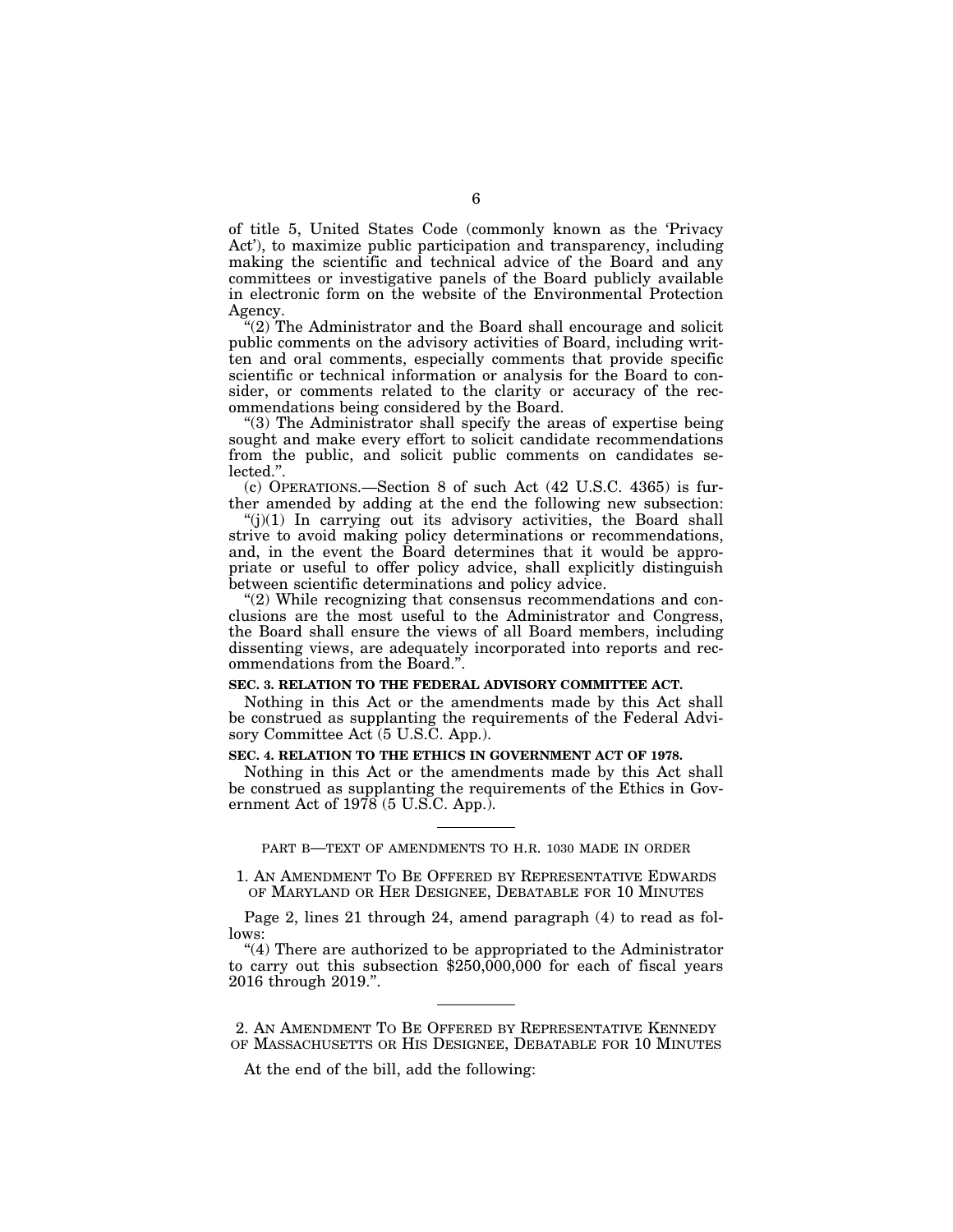of title 5, United States Code (commonly known as the 'Privacy Act'), to maximize public participation and transparency, including making the scientific and technical advice of the Board and any committees or investigative panels of the Board publicly available in electronic form on the website of the Environmental Protection Agency.

"(2) The Administrator and the Board shall encourage and solicit public comments on the advisory activities of Board, including written and oral comments, especially comments that provide specific scientific or technical information or analysis for the Board to consider, or comments related to the clarity or accuracy of the recommendations being considered by the Board.

"(3) The Administrator shall specify the areas of expertise being sought and make every effort to solicit candidate recommendations from the public, and solicit public comments on candidates selected.".

(c) OPERATIONS.—Section 8 of such Act (42 U.S.C. 4365) is further amended by adding at the end the following new subsection:

"(j)(1) In carrying out its advisory activities, the Board shall strive to avoid making policy determinations or recommendations, and, in the event the Board determines that it would be appropriate or useful to offer policy advice, shall explicitly distinguish between scientific determinations and policy advice.

"(2) While recognizing that consensus recommendations and conclusions are the most useful to the Administrator and Congress, the Board shall ensure the views of all Board members, including dissenting views, are adequately incorporated into reports and recommendations from the Board.".

**SEC. 3. RELATION TO THE FEDERAL ADVISORY COMMITTEE ACT.**

Nothing in this Act or the amendments made by this Act shall be construed as supplanting the requirements of the Federal Advisory Committee Act (5 U.S.C. App.).

**SEC. 4. RELATION TO THE ETHICS IN GOVERNMENT ACT OF 1978.**

Nothing in this Act or the amendments made by this Act shall be construed as supplanting the requirements of the Ethics in Government Act of 1978 (5 U.S.C. App.).

---

PART B—TEXT OF AMENDMENTS TO H.R. 1030 MADE IN ORDER

1. AN AMENDMENT TO BE OFFERED BY REPRESENTATIVE EDWARDS OF MARYLAND OR HER DESIGNEE, DEBATABLE FOR 10 MINUTES

Page 2, lines 21 through 24, amend paragraph (4) to read as follows:

"(4) There are authorized to be appropriated to the Administrator to carry out this subsection $250,000,000 for each of fiscal years 2016 through 2019.".

---

2. AN AMENDMENT TO BE OFFERED BY REPRESENTATIVE KENNEDY OF MASSACHUSETTS OR HIS DESIGNEE, DEBATABLE FOR 10 MINUTES

At the end of the bill, add the following: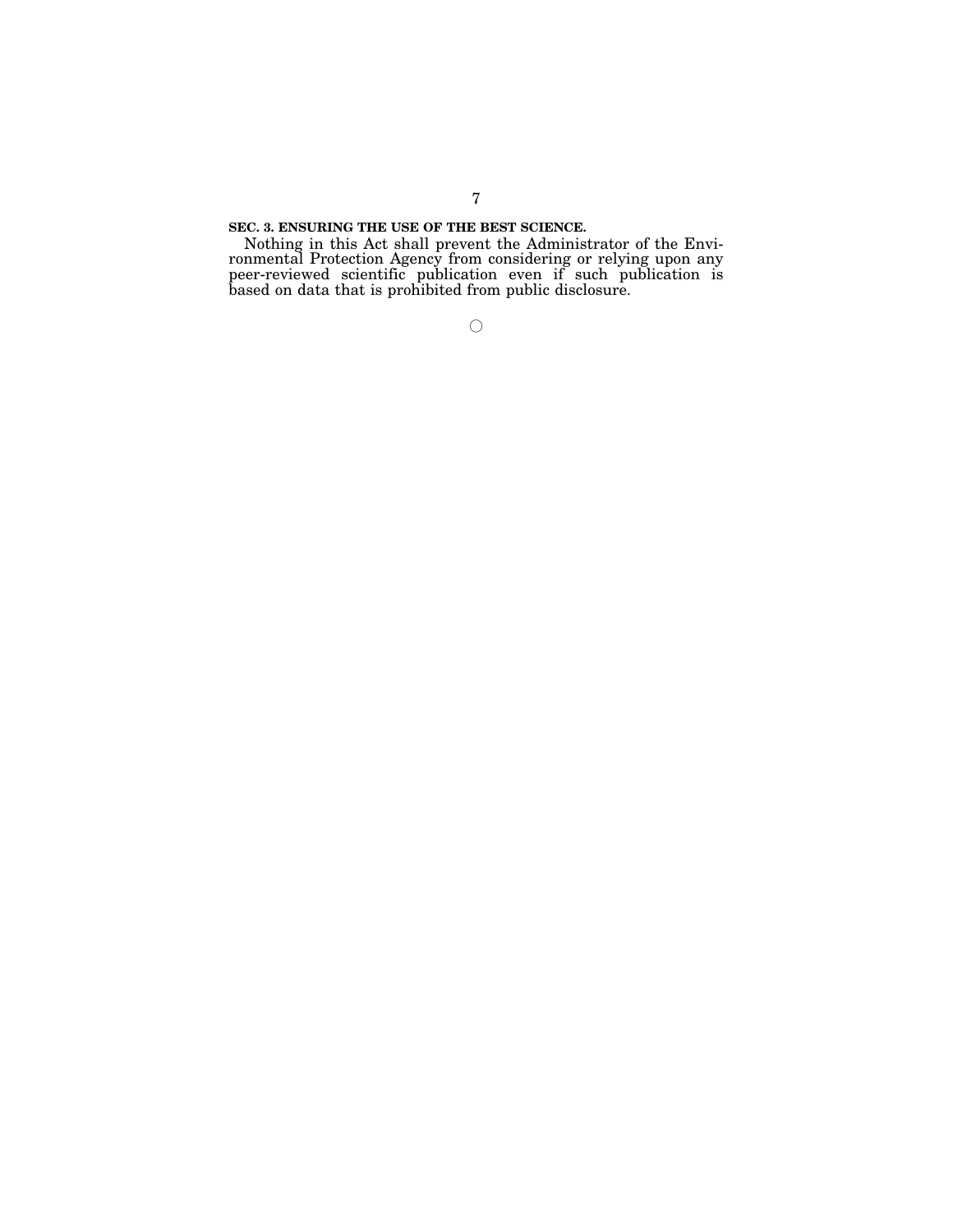**SEC. 3. ENSURING THE USE OF THE BEST SCIENCE.**

Nothing in this Act shall prevent the Administrator of the Environmental Protection Agency from considering or relying upon any peer-reviewed scientific publication even if such publication is based on data that is prohibited from public disclosure.

○